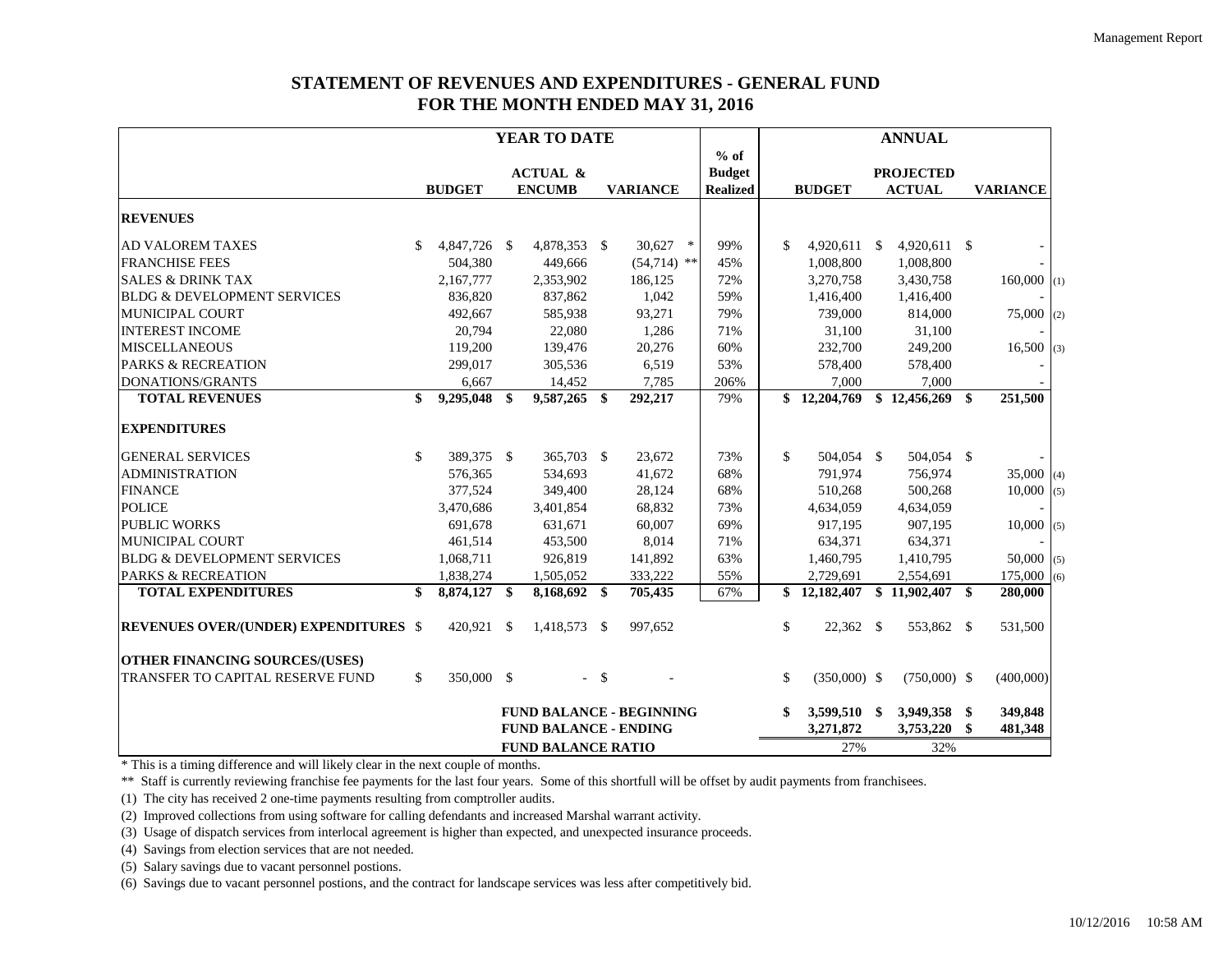# STATEMENT OF REVENUES AND EXPENDITURES - GENERAL FUND
## FOR THE MONTH ENDED MAY 31, 2016

| | YEAR TO DATE | | | | ANNUAL | | |
|---|---|---|---|---|---|---|---|
| | BUDGET | ACTUAL & ENCUMB | VARIANCE | % of Budget Realized | BUDGET | PROJECTED ACTUAL | VARIANCE |
| **REVENUES** | | | | | | | |
| AD VALOREM TAXES | $ 4,847,726 | $ 4,878,353 | $ 30,627 * | 99% | $ 4,920,611 | $ 4,920,611 | $ - |
| FRANCHISE FEES | 504,380 | 449,666 | (54,714) ** | 45% | 1,008,800 | 1,008,800 | - |
| SALES & DRINK TAX | 2,167,777 | 2,353,902 | 186,125 | 72% | 3,270,758 | 3,430,758 | 160,000 (1) |
| BLDG & DEVELOPMENT SERVICES | 836,820 | 837,862 | 1,042 | 59% | 1,416,400 | 1,416,400 | - |
| MUNICIPAL COURT | 492,667 | 585,938 | 93,271 | 79% | 739,000 | 814,000 | 75,000 (2) |
| INTEREST INCOME | 20,794 | 22,080 | 1,286 | 71% | 31,100 | 31,100 | - |
| MISCELLANEOUS | 119,200 | 139,476 | 20,276 | 60% | 232,700 | 249,200 | 16,500 (3) |
| PARKS & RECREATION | 299,017 | 305,536 | 6,519 | 53% | 578,400 | 578,400 | - |
| DONATIONS/GRANTS | 6,667 | 14,452 | 7,785 | 206% | 7,000 | 7,000 | - |
| **TOTAL REVENUES** | **$ 9,295,048** | **$ 9,587,265** | **$ 292,217** | 79% | **$ 12,204,769** | **$ 12,456,269** | **$ 251,500** |
| **EXPENDITURES** | | | | | | | |
| GENERAL SERVICES | $ 389,375 | $ 365,703 | $ 23,672 | 73% | $ 504,054 | $ 504,054 | $ - |
| ADMINISTRATION | 576,365 | 534,693 | 41,672 | 68% | 791,974 | 756,974 | 35,000 (4) |
| FINANCE | 377,524 | 349,400 | 28,124 | 68% | 510,268 | 500,268 | 10,000 (5) |
| POLICE | 3,470,686 | 3,401,854 | 68,832 | 73% | 4,634,059 | 4,634,059 | - |
| PUBLIC WORKS | 691,678 | 631,671 | 60,007 | 69% | 917,195 | 907,195 | 10,000 (5) |
| MUNICIPAL COURT | 461,514 | 453,500 | 8,014 | 71% | 634,371 | 634,371 | - |
| BLDG & DEVELOPMENT SERVICES | 1,068,711 | 926,819 | 141,892 | 63% | 1,460,795 | 1,410,795 | 50,000 (5) |
| PARKS & RECREATION | 1,838,274 | 1,505,052 | 333,222 | 55% | 2,729,691 | 2,554,691 | 175,000 (6) |
| **TOTAL EXPENDITURES** | **$ 8,874,127** | **$ 8,168,692** | **$ 705,435** | 67% | **$ 12,182,407** | **$ 11,902,407** | **$ 280,000** |
| **REVENUES OVER/(UNDER) EXPENDITURES** | $ 420,921 | $ 1,418,573 | $ 997,652 | | $ 22,362 | $ 553,862 | $ 531,500 |
| **OTHER FINANCING SOURCES/(USES)** | | | | | | | |
| TRANSFER TO CAPITAL RESERVE FUND | $ 350,000 | $ - | $ - | | $ (350,000) | $ (750,000) | $ (400,000) |
| | | **FUND BALANCE - BEGINNING** | | | **$ 3,599,510** | **$ 3,949,358** | **$ 349,848** |
| | | **FUND BALANCE - ENDING** | | | **3,271,872** | **3,753,220** | **$ 481,348** |
| | | **FUND BALANCE RATIO** | | | 27% | 32% | |

\* This is a timing difference and will likely clear in the next couple of months.

\*\* Staff is currently reviewing franchise fee payments for the last four years. Some of this shortfull will be offset by audit payments from franchisees.

(1) The city has received 2 one-time payments resulting from comptroller audits.

(2) Improved collections from using software for calling defendants and increased Marshal warrant activity.

(3) Usage of dispatch services from interlocal agreement is higher than expected, and unexpected insurance proceeds.

(4) Savings from election services that are not needed.

(5) Salary savings due to vacant personnel postions.

(6) Savings due to vacant personnel postions, and the contract for landscape services was less after competitively bid.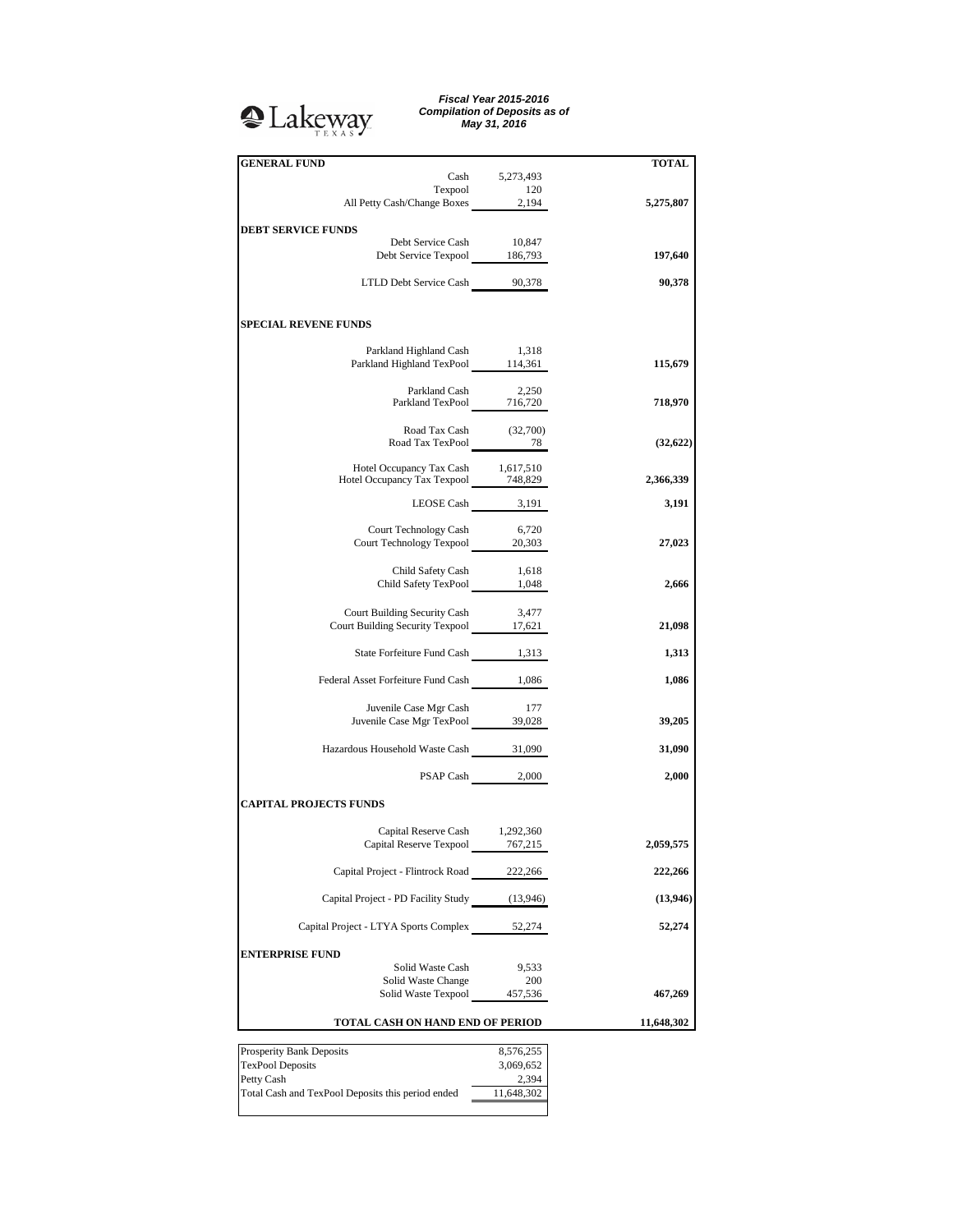Lakeway TEXAS

***Fiscal Year 2015-2016***
***Compilation of Deposits as of***
***May 31, 2016***

| GENERAL FUND | | TOTAL |
|---|---|---|
| Cash | 5,273,493 | |
| Texpool | 120 | |
| All Petty Cash/Change Boxes | 2,194 | **5,275,807** |
| **DEBT SERVICE FUNDS** | | |
| Debt Service Cash | 10,847 | |
| Debt Service Texpool | 186,793 | **197,640** |
| LTLD Debt Service Cash | 90,378 | **90,378** |
| **SPECIAL REVENE FUNDS** | | |
| Parkland Highland Cash | 1,318 | |
| Parkland Highland TexPool | 114,361 | **115,679** |
| Parkland Cash | 2,250 | |
| Parkland TexPool | 716,720 | **718,970** |
| Road Tax Cash | (32,700) | |
| Road Tax TexPool | 78 | **(32,622)** |
| Hotel Occupancy Tax Cash | 1,617,510 | |
| Hotel Occupancy Tax Texpool | 748,829 | **2,366,339** |
| LEOSE Cash | 3,191 | **3,191** |
| Court Technology Cash | 6,720 | |
| Court Technology Texpool | 20,303 | **27,023** |
| Child Safety Cash | 1,618 | |
| Child Safety TexPool | 1,048 | **2,666** |
| Court Building Security Cash | 3,477 | |
| Court Building Security Texpool | 17,621 | **21,098** |
| State Forfeiture Fund Cash | 1,313 | **1,313** |
| Federal Asset Forfeiture Fund Cash | 1,086 | **1,086** |
| Juvenile Case Mgr Cash | 177 | |
| Juvenile Case Mgr TexPool | 39,028 | **39,205** |
| Hazardous Household Waste Cash | 31,090 | **31,090** |
| PSAP Cash | 2,000 | **2,000** |
| **CAPITAL PROJECTS FUNDS** | | |
| Capital Reserve Cash | 1,292,360 | |
| Capital Reserve Texpool | 767,215 | **2,059,575** |
| Capital Project - Flintrock Road | 222,266 | **222,266** |
| Capital Project - PD Facility Study | (13,946) | **(13,946)** |
| Capital Project - LTYA Sports Complex | 52,274 | **52,274** |
| **ENTERPRISE FUND** | | |
| Solid Waste Cash | 9,533 | |
| Solid Waste Change | 200 | |
| Solid Waste Texpool | 457,536 | **467,269** |
| **TOTAL CASH ON HAND END OF PERIOD** | | **11,648,302** |

| | |
|---|---|
| Prosperity Bank Deposits | 8,576,255 |
| TexPool Deposits | 3,069,652 |
| Petty Cash | 2,394 |
| Total Cash and TexPool Deposits this period ended | 11,648,302 |